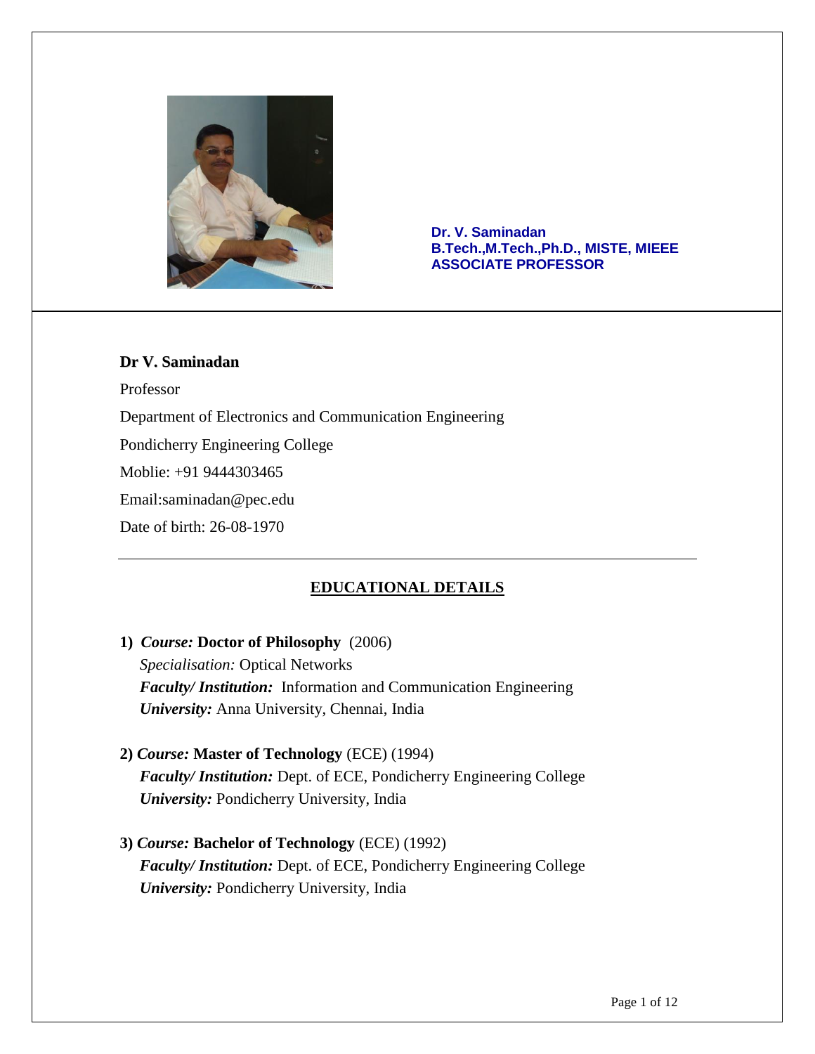**Dr. V. Saminadan**
**B.Tech.,M.Tech.,Ph.D., MISTE, MIEEE**
**ASSOCIATE PROFESSOR**

---

**Dr V. Saminadan**

Professor

Department of Electronics and Communication Engineering

Pondicherry Engineering College

Moblie: +91 9444303465

Email:saminadan@pec.edu

Date of birth: 26-08-1970

---

## EDUCATIONAL DETAILS

1) ***Course:*** **Doctor of Philosophy** (2006)
   *Specialisation:* Optical Networks
   ***Faculty/ Institution:*** Information and Communication Engineering
   ***University:*** Anna University, Chennai, India

2) ***Course:*** **Master of Technology** (ECE) (1994)
   ***Faculty/ Institution:*** Dept. of ECE, Pondicherry Engineering College
   ***University:*** Pondicherry University, India

3) ***Course:*** **Bachelor of Technology** (ECE) (1992)
   ***Faculty/ Institution:*** Dept. of ECE, Pondicherry Engineering College
   ***University:*** Pondicherry University, India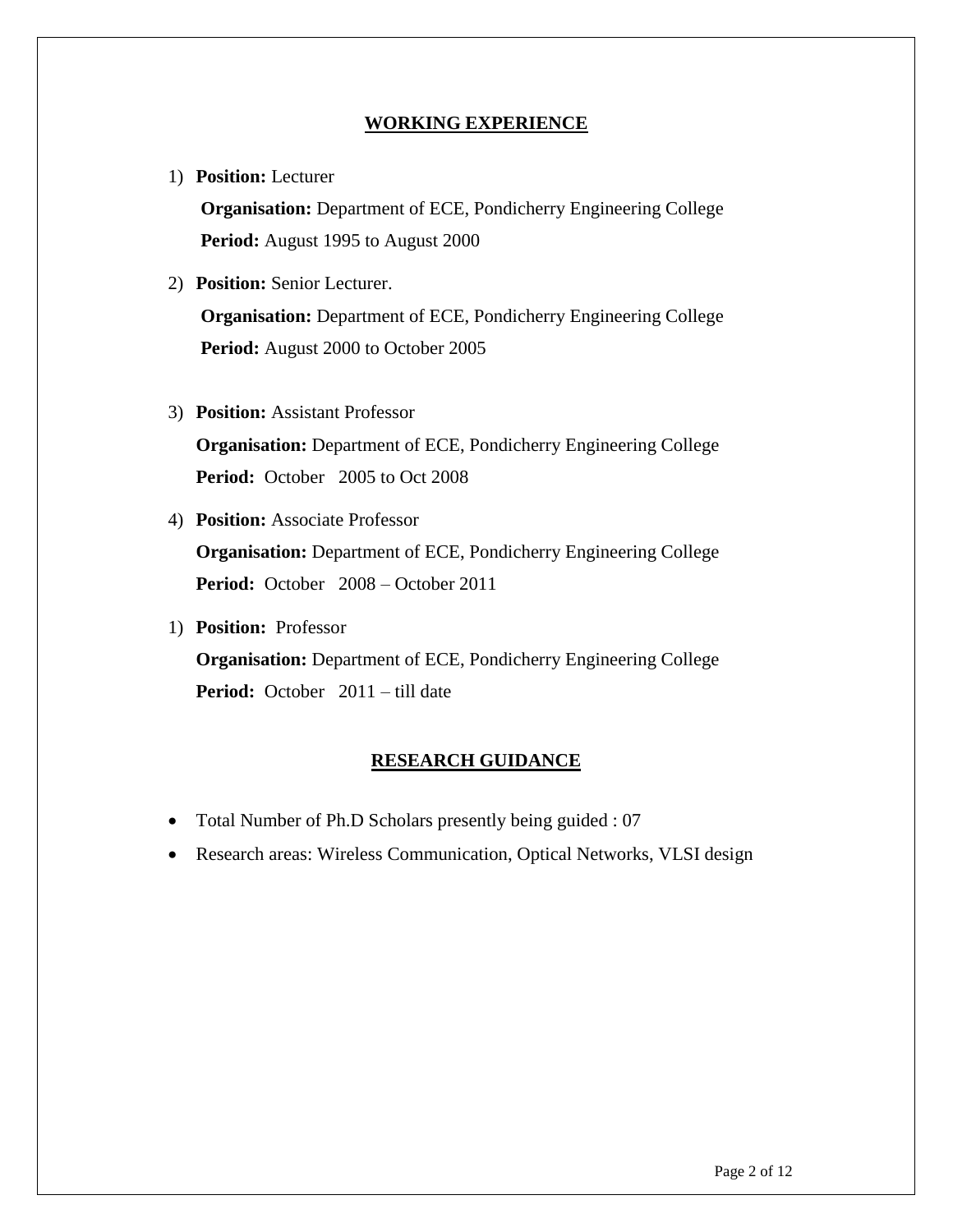## WORKING EXPERIENCE

1) **Position:** Lecturer
   **Organisation:** Department of ECE, Pondicherry Engineering College
   **Period:** August 1995 to August 2000

2) **Position:** Senior Lecturer.
   **Organisation:** Department of ECE, Pondicherry Engineering College
   **Period:** August 2000 to October 2005

3) **Position:** Assistant Professor
   **Organisation:** Department of ECE, Pondicherry Engineering College
   **Period:** October 2005 to Oct 2008

4) **Position:** Associate Professor
   **Organisation:** Department of ECE, Pondicherry Engineering College
   **Period:** October 2008 – October 2011

1) **Position:** Professor
   **Organisation:** Department of ECE, Pondicherry Engineering College
   **Period:** October 2011 – till date

## RESEARCH GUIDANCE

- Total Number of Ph.D Scholars presently being guided : 07
- Research areas: Wireless Communication, Optical Networks, VLSI design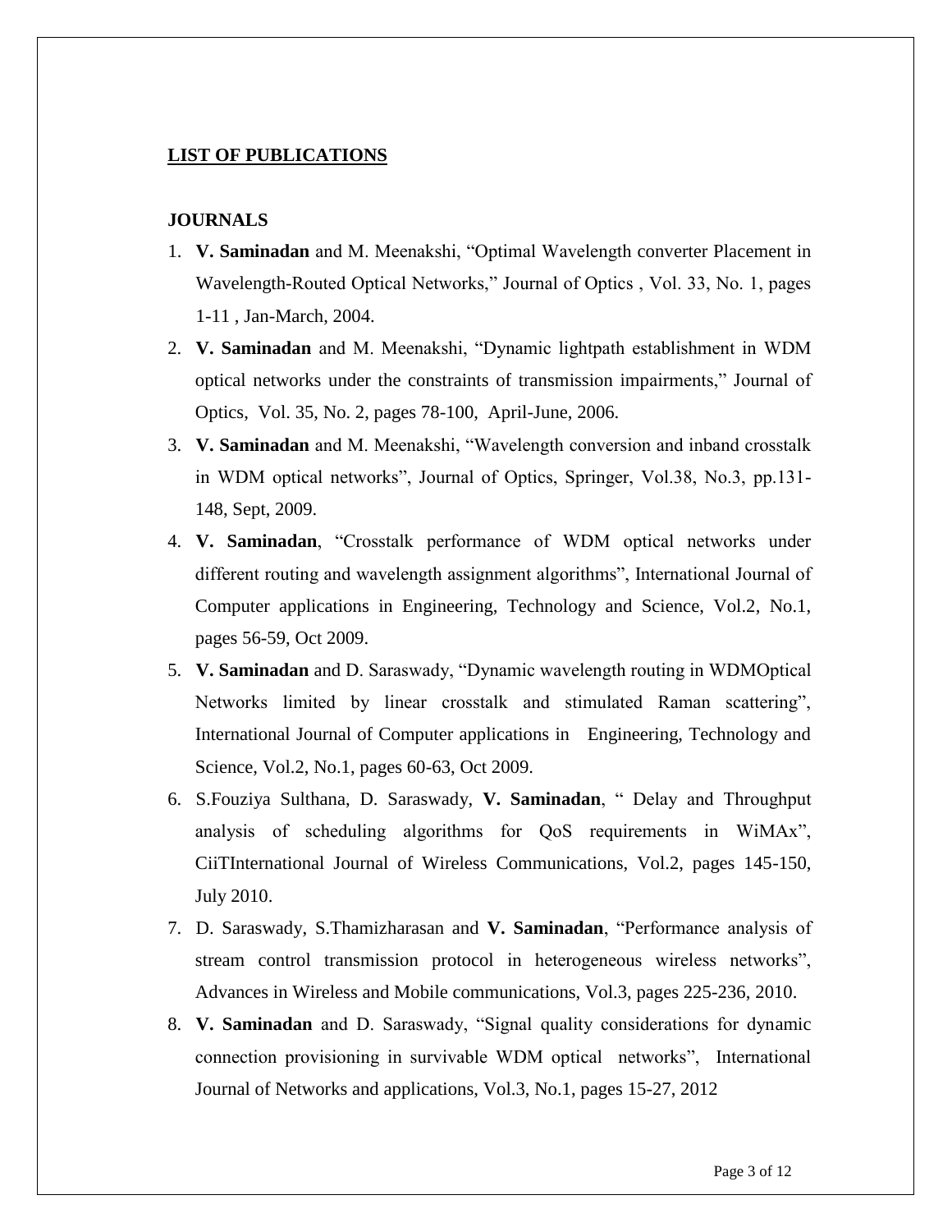## LIST OF PUBLICATIONS

### JOURNALS

1. **V. Saminadan** and M. Meenakshi, "Optimal Wavelength converter Placement in Wavelength-Routed Optical Networks," Journal of Optics , Vol. 33, No. 1, pages 1-11 , Jan-March, 2004.
2. **V. Saminadan** and M. Meenakshi, "Dynamic lightpath establishment in WDM optical networks under the constraints of transmission impairments," Journal of Optics, Vol. 35, No. 2, pages 78-100, April-June, 2006.
3. **V. Saminadan** and M. Meenakshi, "Wavelength conversion and inband crosstalk in WDM optical networks", Journal of Optics, Springer, Vol.38, No.3, pp.131-148, Sept, 2009.
4. **V. Saminadan**, "Crosstalk performance of WDM optical networks under different routing and wavelength assignment algorithms", International Journal of Computer applications in Engineering, Technology and Science, Vol.2, No.1, pages 56-59, Oct 2009.
5. **V. Saminadan** and D. Saraswady, "Dynamic wavelength routing in WDMOptical Networks limited by linear crosstalk and stimulated Raman scattering", International Journal of Computer applications in Engineering, Technology and Science, Vol.2, No.1, pages 60-63, Oct 2009.
6. S.Fouziya Sulthana, D. Saraswady, **V. Saminadan**, " Delay and Throughput analysis of scheduling algorithms for QoS requirements in WiMAx", CiiTInternational Journal of Wireless Communications, Vol.2, pages 145-150, July 2010.
7. D. Saraswady, S.Thamizharasan and **V. Saminadan**, "Performance analysis of stream control transmission protocol in heterogeneous wireless networks", Advances in Wireless and Mobile communications, Vol.3, pages 225-236, 2010.
8. **V. Saminadan** and D. Saraswady, "Signal quality considerations for dynamic connection provisioning in survivable WDM optical networks", International Journal of Networks and applications, Vol.3, No.1, pages 15-27, 2012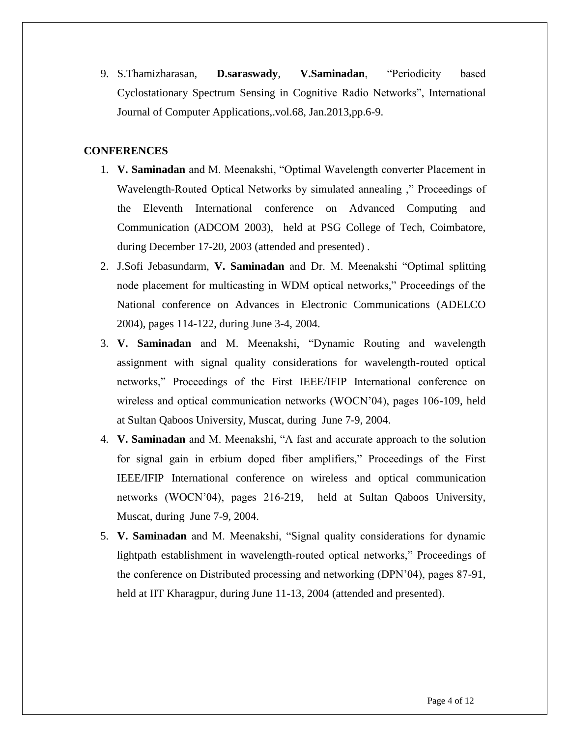9. S.Thamizharasan, **D.saraswady**, **V.Saminadan**, "Periodicity based Cyclostationary Spectrum Sensing in Cognitive Radio Networks", International Journal of Computer Applications,.vol.68, Jan.2013,pp.6-9.

**CONFERENCES**

1. **V. Saminadan** and M. Meenakshi, "Optimal Wavelength converter Placement in Wavelength-Routed Optical Networks by simulated annealing ," Proceedings of the Eleventh International conference on Advanced Computing and Communication (ADCOM 2003), held at PSG College of Tech, Coimbatore, during December 17-20, 2003 (attended and presented) .
2. J.Sofi Jebasundarm, **V. Saminadan** and Dr. M. Meenakshi "Optimal splitting node placement for multicasting in WDM optical networks," Proceedings of the National conference on Advances in Electronic Communications (ADELCO 2004), pages 114-122, during June 3-4, 2004.
3. **V. Saminadan** and M. Meenakshi, "Dynamic Routing and wavelength assignment with signal quality considerations for wavelength-routed optical networks," Proceedings of the First IEEE/IFIP International conference on wireless and optical communication networks (WOCN'04), pages 106-109, held at Sultan Qaboos University, Muscat, during June 7-9, 2004.
4. **V. Saminadan** and M. Meenakshi, "A fast and accurate approach to the solution for signal gain in erbium doped fiber amplifiers," Proceedings of the First IEEE/IFIP International conference on wireless and optical communication networks (WOCN'04), pages 216-219, held at Sultan Qaboos University, Muscat, during June 7-9, 2004.
5. **V. Saminadan** and M. Meenakshi, "Signal quality considerations for dynamic lightpath establishment in wavelength-routed optical networks," Proceedings of the conference on Distributed processing and networking (DPN'04), pages 87-91, held at IIT Kharagpur, during June 11-13, 2004 (attended and presented).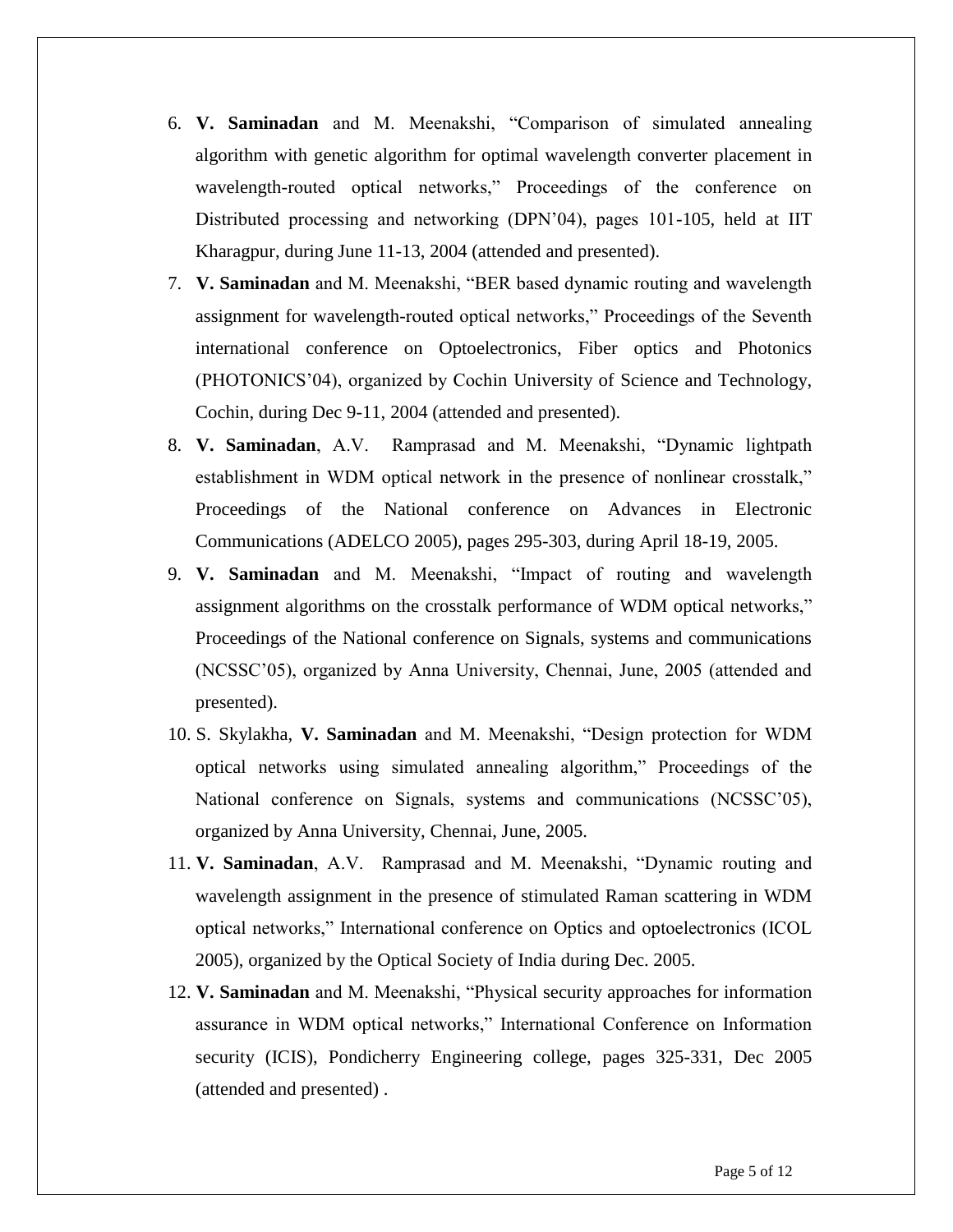6. **V. Saminadan** and M. Meenakshi, "Comparison of simulated annealing algorithm with genetic algorithm for optimal wavelength converter placement in wavelength-routed optical networks," Proceedings of the conference on Distributed processing and networking (DPN'04), pages 101-105, held at IIT Kharagpur, during June 11-13, 2004 (attended and presented).
7. **V. Saminadan** and M. Meenakshi, "BER based dynamic routing and wavelength assignment for wavelength-routed optical networks," Proceedings of the Seventh international conference on Optoelectronics, Fiber optics and Photonics (PHOTONICS'04), organized by Cochin University of Science and Technology, Cochin, during Dec 9-11, 2004 (attended and presented).
8. **V. Saminadan**, A.V. Ramprasad and M. Meenakshi, "Dynamic lightpath establishment in WDM optical network in the presence of nonlinear crosstalk," Proceedings of the National conference on Advances in Electronic Communications (ADELCO 2005), pages 295-303, during April 18-19, 2005.
9. **V. Saminadan** and M. Meenakshi, "Impact of routing and wavelength assignment algorithms on the crosstalk performance of WDM optical networks," Proceedings of the National conference on Signals, systems and communications (NCSSC'05), organized by Anna University, Chennai, June, 2005 (attended and presented).
10. S. Skylakha, **V. Saminadan** and M. Meenakshi, "Design protection for WDM optical networks using simulated annealing algorithm," Proceedings of the National conference on Signals, systems and communications (NCSSC'05), organized by Anna University, Chennai, June, 2005.
11. **V. Saminadan**, A.V. Ramprasad and M. Meenakshi, "Dynamic routing and wavelength assignment in the presence of stimulated Raman scattering in WDM optical networks," International conference on Optics and optoelectronics (ICOL 2005), organized by the Optical Society of India during Dec. 2005.
12. **V. Saminadan** and M. Meenakshi, "Physical security approaches for information assurance in WDM optical networks," International Conference on Information security (ICIS), Pondicherry Engineering college, pages 325-331, Dec 2005 (attended and presented) .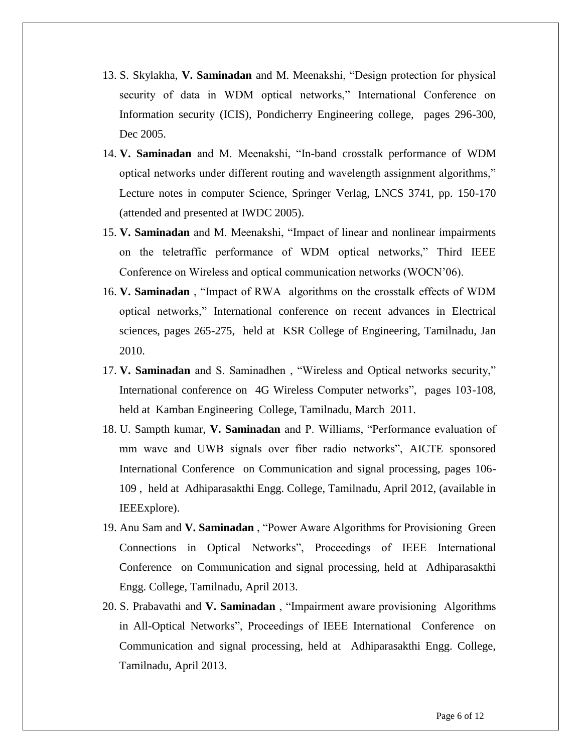13. S. Skylakha, **V. Saminadan** and M. Meenakshi, "Design protection for physical security of data in WDM optical networks," International Conference on Information security (ICIS), Pondicherry Engineering college, pages 296-300, Dec 2005.
14. **V. Saminadan** and M. Meenakshi, "In-band crosstalk performance of WDM optical networks under different routing and wavelength assignment algorithms," Lecture notes in computer Science, Springer Verlag, LNCS 3741, pp. 150-170 (attended and presented at IWDC 2005).
15. **V. Saminadan** and M. Meenakshi, "Impact of linear and nonlinear impairments on the teletraffic performance of WDM optical networks," Third IEEE Conference on Wireless and optical communication networks (WOCN'06).
16. **V. Saminadan** , "Impact of RWA algorithms on the crosstalk effects of WDM optical networks," International conference on recent advances in Electrical sciences, pages 265-275, held at KSR College of Engineering, Tamilnadu, Jan 2010.
17. **V. Saminadan** and S. Saminadhen , "Wireless and Optical networks security," International conference on 4G Wireless Computer networks", pages 103-108, held at Kamban Engineering College, Tamilnadu, March 2011.
18. U. Sampth kumar, **V. Saminadan** and P. Williams, "Performance evaluation of mm wave and UWB signals over fiber radio networks", AICTE sponsored International Conference on Communication and signal processing, pages 106-109 , held at Adhiparasakthi Engg. College, Tamilnadu, April 2012, (available in IEEExplore).
19. Anu Sam and **V. Saminadan** , "Power Aware Algorithms for Provisioning Green Connections in Optical Networks", Proceedings of IEEE International Conference on Communication and signal processing, held at Adhiparasakthi Engg. College, Tamilnadu, April 2013.
20. S. Prabavathi and **V. Saminadan** , "Impairment aware provisioning Algorithms in All-Optical Networks", Proceedings of IEEE International Conference on Communication and signal processing, held at Adhiparasakthi Engg. College, Tamilnadu, April 2013.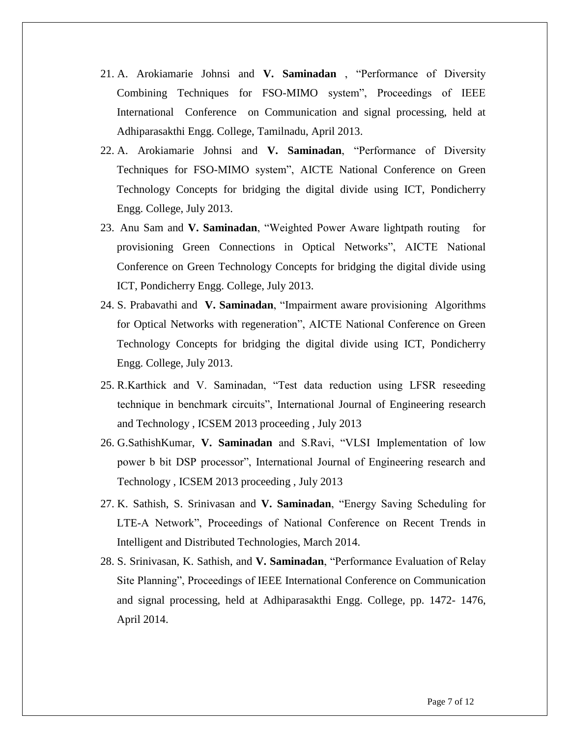21. A. Arokiamarie Johnsi and **V. Saminadan** , "Performance of Diversity Combining Techniques for FSO-MIMO system", Proceedings of IEEE International Conference on Communication and signal processing, held at Adhiparasakthi Engg. College, Tamilnadu, April 2013.
22. A. Arokiamarie Johnsi and **V. Saminadan**, "Performance of Diversity Techniques for FSO-MIMO system", AICTE National Conference on Green Technology Concepts for bridging the digital divide using ICT, Pondicherry Engg. College, July 2013.
23. Anu Sam and **V. Saminadan**, "Weighted Power Aware lightpath routing for provisioning Green Connections in Optical Networks", AICTE National Conference on Green Technology Concepts for bridging the digital divide using ICT, Pondicherry Engg. College, July 2013.
24. S. Prabavathi and **V. Saminadan**, "Impairment aware provisioning Algorithms for Optical Networks with regeneration", AICTE National Conference on Green Technology Concepts for bridging the digital divide using ICT, Pondicherry Engg. College, July 2013.
25. R.Karthick and V. Saminadan, "Test data reduction using LFSR reseeding technique in benchmark circuits", International Journal of Engineering research and Technology , ICSEM 2013 proceeding , July 2013
26. G.SathishKumar, **V. Saminadan** and S.Ravi, "VLSI Implementation of low power b bit DSP processor", International Journal of Engineering research and Technology , ICSEM 2013 proceeding , July 2013
27. K. Sathish, S. Srinivasan and **V. Saminadan**, "Energy Saving Scheduling for LTE-A Network", Proceedings of National Conference on Recent Trends in Intelligent and Distributed Technologies, March 2014.
28. S. Srinivasan, K. Sathish, and **V. Saminadan**, "Performance Evaluation of Relay Site Planning", Proceedings of IEEE International Conference on Communication and signal processing, held at Adhiparasakthi Engg. College, pp. 1472- 1476, April 2014.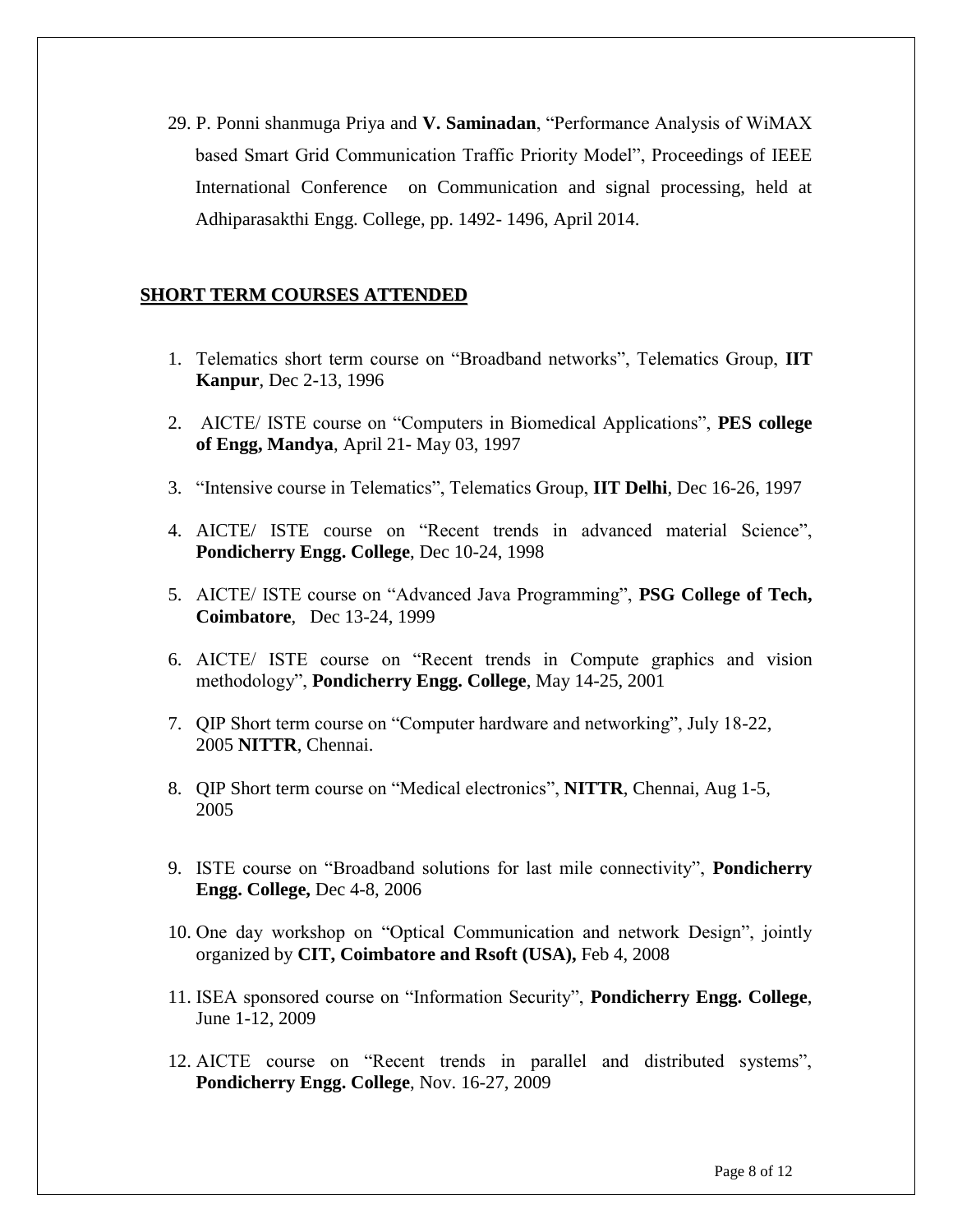29. P. Ponni shanmuga Priya and **V. Saminadan**, "Performance Analysis of WiMAX based Smart Grid Communication Traffic Priority Model", Proceedings of IEEE International Conference on Communication and signal processing, held at Adhiparasakthi Engg. College, pp. 1492- 1496, April 2014.

## SHORT TERM COURSES ATTENDED

1. Telematics short term course on "Broadband networks", Telematics Group, **IIT Kanpur**, Dec 2-13, 1996
2. AICTE/ ISTE course on "Computers in Biomedical Applications", **PES college of Engg, Mandya**, April 21- May 03, 1997
3. "Intensive course in Telematics", Telematics Group, **IIT Delhi**, Dec 16-26, 1997
4. AICTE/ ISTE course on "Recent trends in advanced material Science", **Pondicherry Engg. College**, Dec 10-24, 1998
5. AICTE/ ISTE course on "Advanced Java Programming", **PSG College of Tech, Coimbatore**, Dec 13-24, 1999
6. AICTE/ ISTE course on "Recent trends in Compute graphics and vision methodology", **Pondicherry Engg. College**, May 14-25, 2001
7. QIP Short term course on "Computer hardware and networking", July 18-22, 2005 **NITTR**, Chennai.
8. QIP Short term course on "Medical electronics", **NITTR**, Chennai, Aug 1-5, 2005
9. ISTE course on "Broadband solutions for last mile connectivity", **Pondicherry Engg. College,** Dec 4-8, 2006
10. One day workshop on "Optical Communication and network Design", jointly organized by **CIT, Coimbatore and Rsoft (USA),** Feb 4, 2008
11. ISEA sponsored course on "Information Security", **Pondicherry Engg. College**, June 1-12, 2009
12. AICTE course on "Recent trends in parallel and distributed systems", **Pondicherry Engg. College**, Nov. 16-27, 2009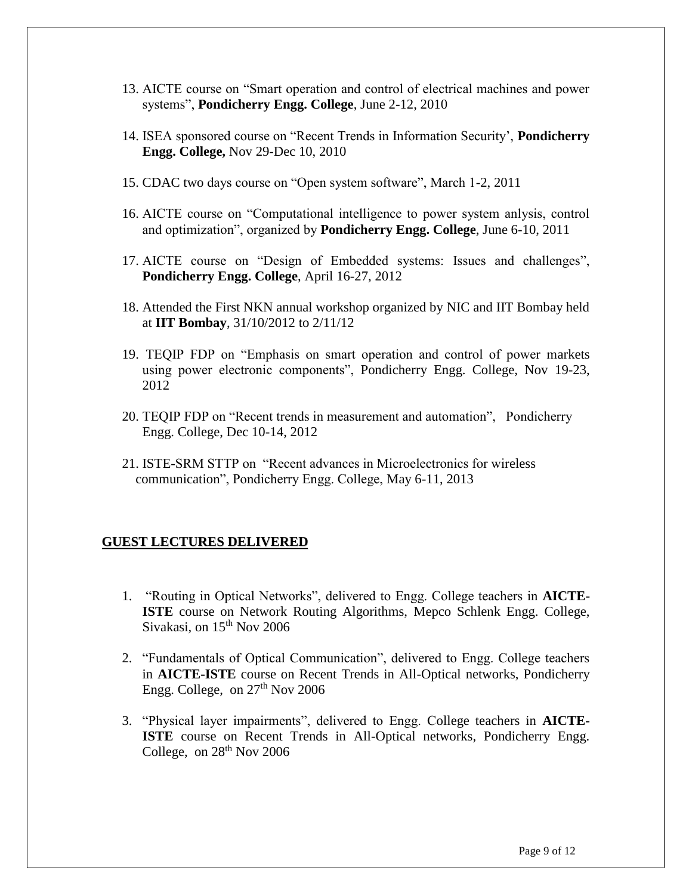13. AICTE course on "Smart operation and control of electrical machines and power systems", **Pondicherry Engg. College**, June 2-12, 2010

14. ISEA sponsored course on "Recent Trends in Information Security', **Pondicherry Engg. College,** Nov 29-Dec 10, 2010

15. CDAC two days course on "Open system software", March 1-2, 2011

16. AICTE course on "Computational intelligence to power system anlysis, control and optimization", organized by **Pondicherry Engg. College**, June 6-10, 2011

17. AICTE course on "Design of Embedded systems: Issues and challenges", **Pondicherry Engg. College**, April 16-27, 2012

18. Attended the First NKN annual workshop organized by NIC and IIT Bombay held at **IIT Bombay**, 31/10/2012 to 2/11/12

19. TEQIP FDP on "Emphasis on smart operation and control of power markets using power electronic components", Pondicherry Engg. College, Nov 19-23, 2012

20. TEQIP FDP on "Recent trends in measurement and automation", Pondicherry Engg. College, Dec 10-14, 2012

21. ISTE-SRM STTP on "Recent advances in Microelectronics for wireless communication", Pondicherry Engg. College, May 6-11, 2013

## GUEST LECTURES DELIVERED

1. "Routing in Optical Networks", delivered to Engg. College teachers in **AICTE-ISTE** course on Network Routing Algorithms, Mepco Schlenk Engg. College, Sivakasi, on 15th Nov 2006

2. "Fundamentals of Optical Communication", delivered to Engg. College teachers in **AICTE-ISTE** course on Recent Trends in All-Optical networks, Pondicherry Engg. College, on 27th Nov 2006

3. "Physical layer impairments", delivered to Engg. College teachers in **AICTE-ISTE** course on Recent Trends in All-Optical networks, Pondicherry Engg. College, on 28th Nov 2006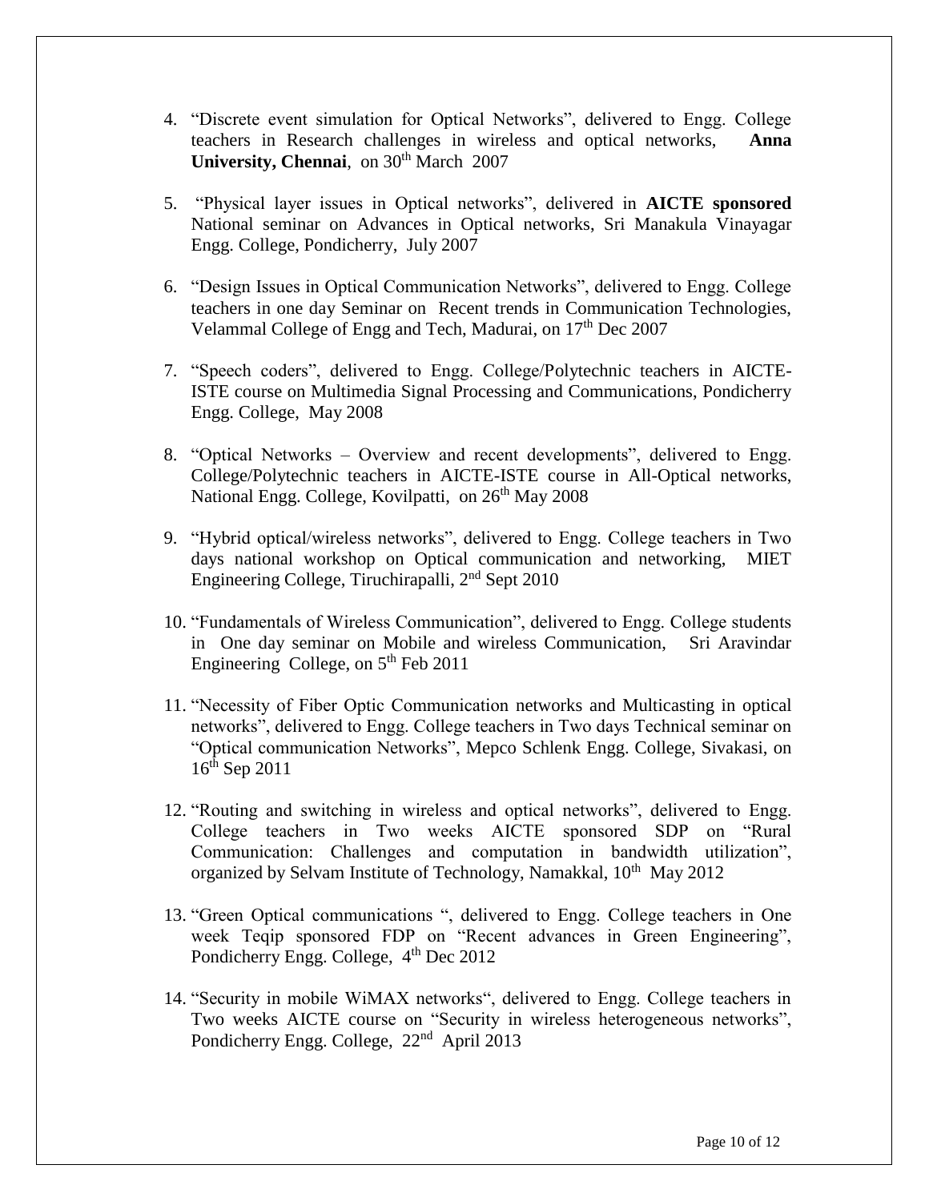4. "Discrete event simulation for Optical Networks", delivered to Engg. College teachers in Research challenges in wireless and optical networks, **Anna University, Chennai**, on 30th March 2007

5. "Physical layer issues in Optical networks", delivered in **AICTE sponsored** National seminar on Advances in Optical networks, Sri Manakula Vinayagar Engg. College, Pondicherry, July 2007

6. "Design Issues in Optical Communication Networks", delivered to Engg. College teachers in one day Seminar on Recent trends in Communication Technologies, Velammal College of Engg and Tech, Madurai, on 17th Dec 2007

7. "Speech coders", delivered to Engg. College/Polytechnic teachers in AICTE-ISTE course on Multimedia Signal Processing and Communications, Pondicherry Engg. College, May 2008

8. "Optical Networks – Overview and recent developments", delivered to Engg. College/Polytechnic teachers in AICTE-ISTE course in All-Optical networks, National Engg. College, Kovilpatti, on 26th May 2008

9. "Hybrid optical/wireless networks", delivered to Engg. College teachers in Two days national workshop on Optical communication and networking, MIET Engineering College, Tiruchirapalli, 2nd Sept 2010

10. "Fundamentals of Wireless Communication", delivered to Engg. College students in One day seminar on Mobile and wireless Communication, Sri Aravindar Engineering College, on 5th Feb 2011

11. "Necessity of Fiber Optic Communication networks and Multicasting in optical networks", delivered to Engg. College teachers in Two days Technical seminar on "Optical communication Networks", Mepco Schlenk Engg. College, Sivakasi, on 16th Sep 2011

12. "Routing and switching in wireless and optical networks", delivered to Engg. College teachers in Two weeks AICTE sponsored SDP on "Rural Communication: Challenges and computation in bandwidth utilization", organized by Selvam Institute of Technology, Namakkal, 10th May 2012

13. "Green Optical communications ", delivered to Engg. College teachers in One week Teqip sponsored FDP on "Recent advances in Green Engineering", Pondicherry Engg. College, 4th Dec 2012

14. "Security in mobile WiMAX networks", delivered to Engg. College teachers in Two weeks AICTE course on "Security in wireless heterogeneous networks", Pondicherry Engg. College, 22nd April 2013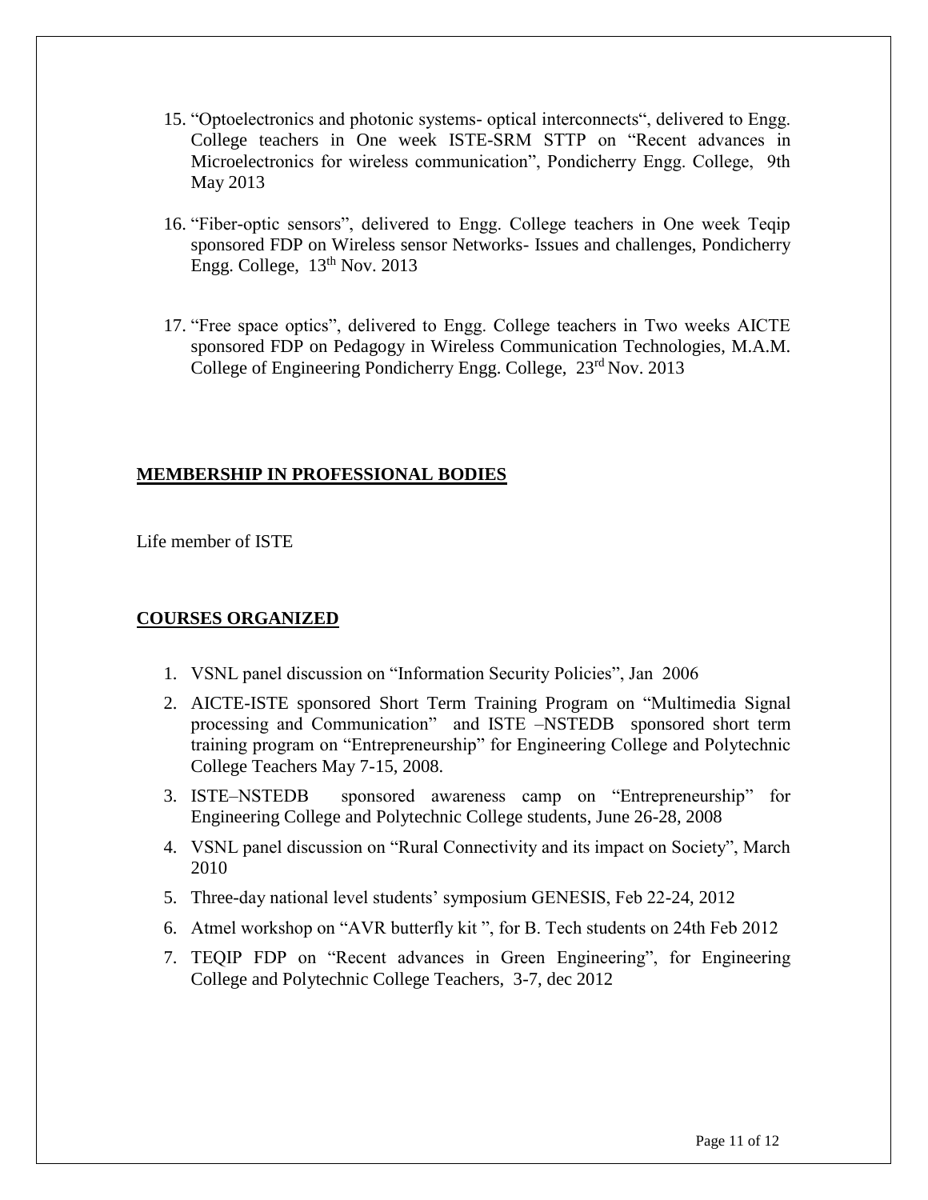15. "Optoelectronics and photonic systems- optical interconnects", delivered to Engg. College teachers in One week ISTE-SRM STTP on "Recent advances in Microelectronics for wireless communication", Pondicherry Engg. College, 9th May 2013

16. "Fiber-optic sensors", delivered to Engg. College teachers in One week Teqip sponsored FDP on Wireless sensor Networks- Issues and challenges, Pondicherry Engg. College, 13th Nov. 2013

17. "Free space optics", delivered to Engg. College teachers in Two weeks AICTE sponsored FDP on Pedagogy in Wireless Communication Technologies, M.A.M. College of Engineering Pondicherry Engg. College, 23rd Nov. 2013

## MEMBERSHIP IN PROFESSIONAL BODIES

Life member of ISTE

## COURSES ORGANIZED

1. VSNL panel discussion on "Information Security Policies", Jan 2006
2. AICTE-ISTE sponsored Short Term Training Program on "Multimedia Signal processing and Communication" and ISTE –NSTEDB sponsored short term training program on "Entrepreneurship" for Engineering College and Polytechnic College Teachers May 7-15, 2008.
3. ISTE–NSTEDB sponsored awareness camp on "Entrepreneurship" for Engineering College and Polytechnic College students, June 26-28, 2008
4. VSNL panel discussion on "Rural Connectivity and its impact on Society", March 2010
5. Three-day national level students' symposium GENESIS, Feb 22-24, 2012
6. Atmel workshop on "AVR butterfly kit ", for B. Tech students on 24th Feb 2012
7. TEQIP FDP on "Recent advances in Green Engineering", for Engineering College and Polytechnic College Teachers, 3-7, dec 2012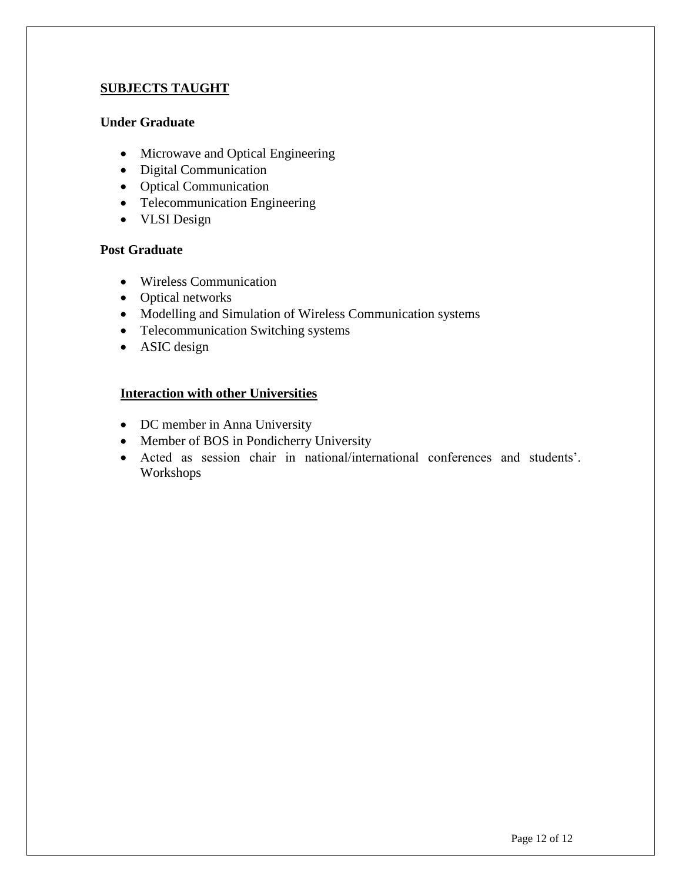## **SUBJECTS TAUGHT**

### Under Graduate

- Microwave and Optical Engineering
- Digital Communication
- Optical Communication
- Telecommunication Engineering
- VLSI Design

### Post Graduate

- Wireless Communication
- Optical networks
- Modelling and Simulation of Wireless Communication systems
- Telecommunication Switching systems
- ASIC design

## **Interaction with other Universities**

- DC member in Anna University
- Member of BOS in Pondicherry University
- Acted as session chair in national/international conferences and students'. Workshops